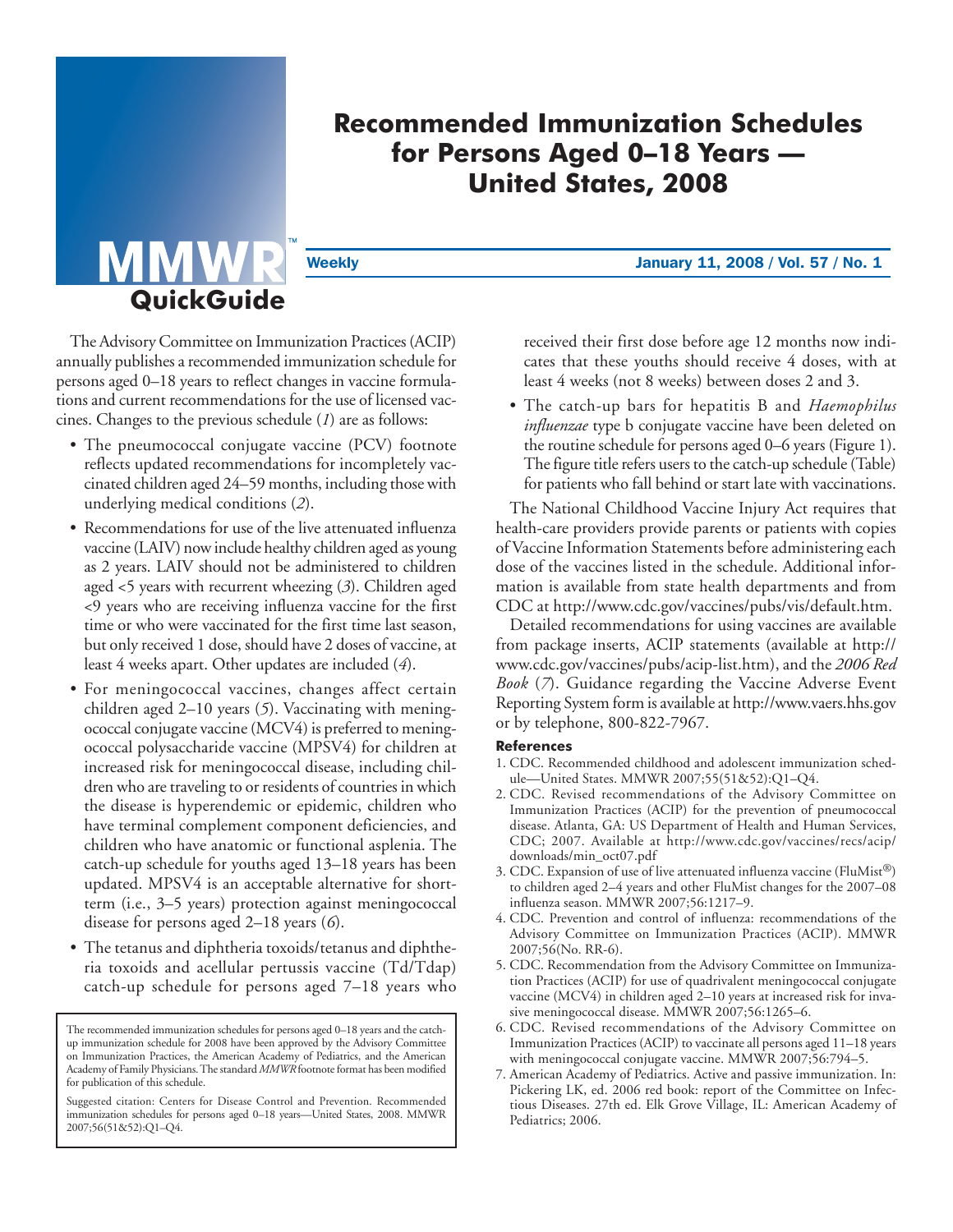# Recommended Immunization Schedules for Persons Aged 0–18 Years — United States, 2008

**MMWR QuickGuide**

The Advisory Committee on Immunization Practices (ACIP) annually publishes a recommended immunization schedule for persons aged 0–18 years to reflect changes in vaccine formulations and current recommendations for the use of licensed vaccines. Changes to the previous schedule (*1*) are as follows:

- The pneumococcal conjugate vaccine (PCV) footnote reflects updated recommendations for incompletely vaccinated children aged 24–59 months, including those with underlying medical conditions (*2*).
- Recommendations for use of the live attenuated influenza vaccine (LAIV) now include healthy children aged as young as 2 years. LAIV should not be administered to children aged <5 years with recurrent wheezing (*3*). Children aged <9 years who are receiving influenza vaccine for the first time or who were vaccinated for the first time last season, but only received 1 dose, should have 2 doses of vaccine, at least 4 weeks apart. Other updates are included (*4*).
- For meningococcal vaccines, changes affect certain children aged 2–10 years (*5*). Vaccinating with meningococcal conjugate vaccine (MCV4) is preferred to meningococcal polysaccharide vaccine (MPSV4) for children at increased risk for meningococcal disease, including children who are traveling to or residents of countries in which the disease is hyperendemic or epidemic, children who have terminal complement component deficiencies, and children who have anatomic or functional asplenia. The catch-up schedule for youths aged 13–18 years has been updated. MPSV4 is an acceptable alternative for short-term (i.e., 3–5 years) protection against meningococcal disease for persons aged 2–18 years (*6*).
- The tetanus and diphtheria toxoids/tetanus and diphtheria toxoids and acellular pertussis vaccine (Td/Tdap) catch-up schedule for persons aged 7–18 years who received their first dose before age 12 months now indicates that these youths should receive 4 doses, with at least 4 weeks (not 8 weeks) between doses 2 and 3.
- The catch-up bars for hepatitis B and *Haemophilus influenzae* type b conjugate vaccine have been deleted on the routine schedule for persons aged 0–6 years (Figure 1). The figure title refers users to the catch-up schedule (Table) for patients who fall behind or start late with vaccinations.

The National Childhood Vaccine Injury Act requires that health-care providers provide parents or patients with copies of Vaccine Information Statements before administering each dose of the vaccines listed in the schedule. Additional information is available from state health departments and from CDC at http://www.cdc.gov/vaccines/pubs/vis/default.htm.

Detailed recommendations for using vaccines are available from package inserts, ACIP statements (available at http://www.cdc.gov/vaccines/pubs/acip-list.htm), and the *2006 Red Book* (*7*). Guidance regarding the Vaccine Adverse Event Reporting System form is available at http://www.vaers.hhs.gov or by telephone, 800-822-7967.

The recommended immunization schedules for persons aged 0–18 years and the catch-up immunization schedule for 2008 have been approved by the Advisory Committee on Immunization Practices, the American Academy of Pediatrics, and the American Academy of Family Physicians. The standard *MMWR* footnote format has been modified for publication of this schedule.

Suggested citation: Centers for Disease Control and Prevention. Recommended immunization schedules for persons aged 0–18 years—United States, 2008. MMWR 2007;56(51&52):Q1–Q4.

### References

1. CDC. Recommended childhood and adolescent immunization schedule—United States. MMWR 2007;55(51&52):Q1–Q4.
2. CDC. Revised recommendations of the Advisory Committee on Immunization Practices (ACIP) for the prevention of pneumococcal disease. Atlanta, GA: US Department of Health and Human Services, CDC; 2007. Available at http://www.cdc.gov/vaccines/recs/acip/downloads/min_oct07.pdf
3. CDC. Expansion of use of live attenuated influenza vaccine (FluMist®) to children aged 2–4 years and other FluMist changes for the 2007–08 influenza season. MMWR 2007;56:1217–9.
4. CDC. Prevention and control of influenza: recommendations of the Advisory Committee on Immunization Practices (ACIP). MMWR 2007;56(No. RR-6).
5. CDC. Recommendation from the Advisory Committee on Immunization Practices (ACIP) for use of quadrivalent meningococcal conjugate vaccine (MCV4) in children aged 2–10 years at increased risk for invasive meningococcal disease. MMWR 2007;56:1265–6.
6. CDC. Revised recommendations of the Advisory Committee on Immunization Practices (ACIP) to vaccinate all persons aged 11–18 years with meningococcal conjugate vaccine. MMWR 2007;56:794–5.
7. American Academy of Pediatrics. Active and passive immunization. In: Pickering LK, ed. 2006 red book: report of the Committee on Infectious Diseases. 27th ed. Elk Grove Village, IL: American Academy of Pediatrics; 2006.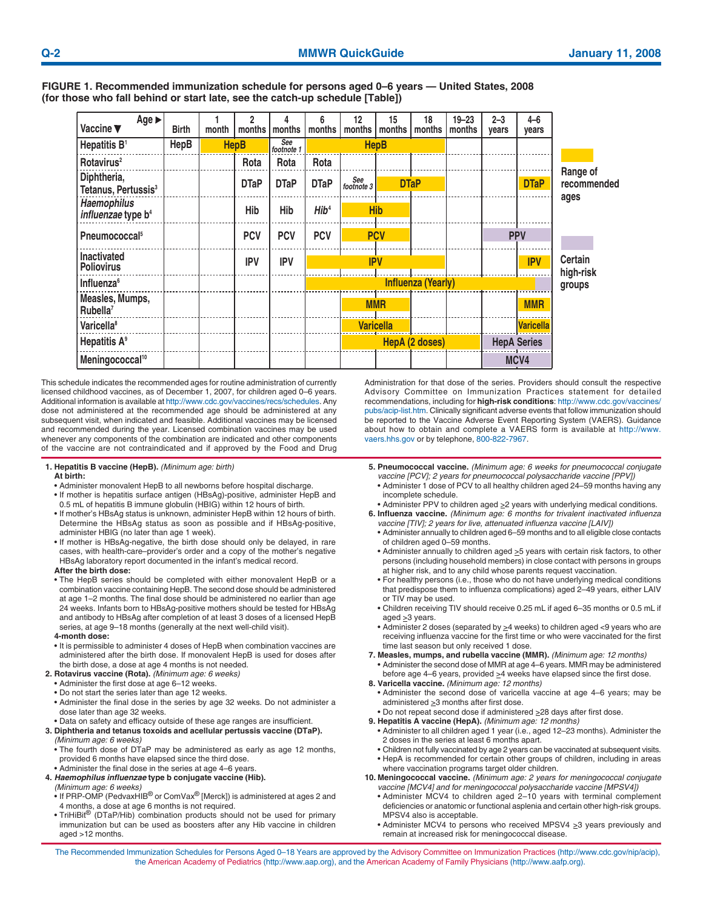**FIGURE 1. Recommended immunization schedule for persons aged 0–6 years — United States, 2008 (for those who fall behind or start late, see the catch-up schedule [Table])**

| Vaccine ▼ / Age ► | Birth | 1 month | 2 months | 4 months | 6 months | 12 months | 15 months | 18 months | 19–23 months | 2–3 years | 4–6 years |
|---|---|---|---|---|---|---|---|---|---|---|---|
| Hepatitis B[1] | HepB | HepB | HepB | *See footnote 1* | HepB | HepB | HepB | HepB | | | |
| Rotavirus[2] | | | Rota | Rota | Rota | | | | | | |
| Diphtheria, Tetanus, Pertussis[3] | | | DTaP | DTaP | DTaP | *See footnote 3* | DTaP | DTaP | | | DTaP |
| *Haemophilus influenzae* type b[4] | | | Hib | Hib | Hib[4] | Hib | Hib | | | | |
| Pneumococcal[5] | | | PCV | PCV | PCV | PCV | PCV | | | PPV | PPV |
| Inactivated Poliovirus | | | IPV | IPV | IPV | IPV | IPV | IPV | | | IPV |
| Influenza[6] | | | | | Influenza (Yearly) | Influenza (Yearly) | Influenza (Yearly) | Influenza (Yearly) | Influenza (Yearly) | Influenza (Yearly) | Influenza (Yearly) |
| Measles, Mumps, Rubella[7] | | | | | | MMR | MMR | | | | MMR |
| Varicella[8] | | | | | | Varicella | Varicella | | | | Varicella |
| Hepatitis A[9] | | | | | | HepA (2 doses) | HepA (2 doses) | HepA (2 doses) | HepA (2 doses) | HepA Series | HepA Series |
| Meningococcal[10] | | | | | | | | | | MCV4 | MCV4 |

Legend: Range of recommended ages; Certain high-risk groups

This schedule indicates the recommended ages for routine administration of currently licensed childhood vaccines, as of December 1, 2007, for children aged 0–6 years. Additional information is available at http://www.cdc.gov/vaccines/recs/schedules. Any dose not administered at the recommended age should be administered at any subsequent visit, when indicated and feasible. Additional vaccines may be licensed and recommended during the year. Licensed combination vaccines may be used whenever any components of the combination are indicated and other components of the vaccine are not contraindicated and if approved by the Food and Drug Administration for that dose of the series. Providers should consult the respective Advisory Committee on Immunization Practices statement for detailed recommendations, including for **high-risk conditions**: http://www.cdc.gov/vaccines/pubs/acip-list.htm. Clinically significant adverse events that follow immunization should be reported to the Vaccine Adverse Event Reporting System (VAERS). Guidance about how to obtain and complete a VAERS form is available at http://www.vaers.hhs.gov or by telephone, 800-822-7967.

1. **Hepatitis B vaccine (HepB).** *(Minimum age: birth)*
   **At birth:**
   - Administer monovalent HepB to all newborns before hospital discharge.
   - If mother is hepatitis surface antigen (HBsAg)-positive, administer HepB and 0.5 mL of hepatitis B immune globulin (HBIG) within 12 hours of birth.
   - If mother's HBsAg status is unknown, administer HepB within 12 hours of birth. Determine the HBsAg status as soon as possible and if HBsAg-positive, administer HBIG (no later than age 1 week).
   - If mother is HBsAg-negative, the birth dose should only be delayed, in rare cases, with health-care–provider's order and a copy of the mother's negative HBsAg laboratory report documented in the infant's medical record.

   **After the birth dose:**
   - The HepB series should be completed with either monovalent HepB or a combination vaccine containing HepB. The second dose should be administered at age 1–2 months. The final dose should be administered no earlier than age 24 weeks. Infants born to HBsAg-positive mothers should be tested for HBsAg and antibody to HBsAg after completion of at least 3 doses of a licensed HepB series, at age 9–18 months (generally at the next well-child visit).

   **4-month dose:**
   - It is permissible to administer 4 doses of HepB when combination vaccines are administered after the birth dose. If monovalent HepB is used for doses after the birth dose, a dose at age 4 months is not needed.
2. **Rotavirus vaccine (Rota).** *(Minimum age: 6 weeks)*
   - Administer the first dose at age 6–12 weeks.
   - Do not start the series later than age 12 weeks.
   - Administer the final dose in the series by age 32 weeks. Do not administer a dose later than age 32 weeks.
   - Data on safety and efficacy outside of these age ranges are insufficient.
3. **Diphtheria and tetanus toxoids and acellular pertussis vaccine (DTaP).** *(Minimum age: 6 weeks)*
   - The fourth dose of DTaP may be administered as early as age 12 months, provided 6 months have elapsed since the third dose.
   - Administer the final dose in the series at age 4–6 years.
4. ***Haemophilus influenzae* type b conjugate vaccine (Hib).** *(Minimum age: 6 weeks)*
   - If PRP-OMP (PedvaxHIB® or ComVax® [Merck]) is administered at ages 2 and 4 months, a dose at age 6 months is not required.
   - TriHiBit® (DTaP/Hib) combination products should not be used for primary immunization but can be used as boosters after any Hib vaccine in children aged >12 months.
5. **Pneumococcal vaccine.** *(Minimum age: 6 weeks for pneumococcal conjugate vaccine [PCV]; 2 years for pneumococcal polysaccharide vaccine [PPV])*
   - Administer 1 dose of PCV to all healthy children aged 24–59 months having any incomplete schedule.
   - Administer PPV to children aged ≥2 years with underlying medical conditions.
6. **Influenza vaccine.** *(Minimum age: 6 months for trivalent inactivated influenza vaccine [TIV]; 2 years for live, attenuated influenza vaccine [LAIV])*
   - Administer annually to children aged 6–59 months and to all eligible close contacts of children aged 0–59 months.
   - Administer annually to children aged ≥5 years with certain risk factors, to other persons (including household members) in close contact with persons in groups at higher risk, and to any child whose parents request vaccination.
   - For healthy persons (i.e., those who do not have underlying medical conditions that predispose them to influenza complications) aged 2–49 years, either LAIV or TIV may be used.
   - Children receiving TIV should receive 0.25 mL if aged 6–35 months or 0.5 mL if aged ≥3 years.
   - Administer 2 doses (separated by ≥4 weeks) to children aged <9 years who are receiving influenza vaccine for the first time or who were vaccinated for the first time last season but only received 1 dose.
7. **Measles, mumps, and rubella vaccine (MMR).** *(Minimum age: 12 months)*
   - Administer the second dose of MMR at age 4–6 years. MMR may be administered before age 4–6 years, provided ≥4 weeks have elapsed since the first dose.
8. **Varicella vaccine.** *(Minimum age: 12 months)*
   - Administer the second dose of varicella vaccine at age 4–6 years; may be administered ≥3 months after first dose.
   - Do not repeat second dose if administered ≥28 days after first dose.
9. **Hepatitis A vaccine (HepA).** *(Minimum age: 12 months)*
   - Administer to all children aged 1 year (i.e., aged 12–23 months). Administer the 2 doses in the series at least 6 months apart.
   - Children not fully vaccinated by age 2 years can be vaccinated at subsequent visits.
   - HepA is recommended for certain other groups of children, including in areas where vaccination programs target older children.
10. **Meningococcal vaccine.** *(Minimum age: 2 years for meningococcal conjugate vaccine [MCV4] and for meningococcal polysaccharide vaccine [MPSV4])*
    - Administer MCV4 to children aged 2–10 years with terminal complement deficiencies or anatomic or functional asplenia and certain other high-risk groups. MPSV4 also is acceptable.
    - Administer MCV4 to persons who received MPSV4 ≥3 years previously and remain at increased risk for meningococcal disease.

The Recommended Immunization Schedules for Persons Aged 0–18 Years are approved by the Advisory Committee on Immunization Practices (http://www.cdc.gov/nip/acip), the American Academy of Pediatrics (http://www.aap.org), and the American Academy of Family Physicians (http://www.aafp.org).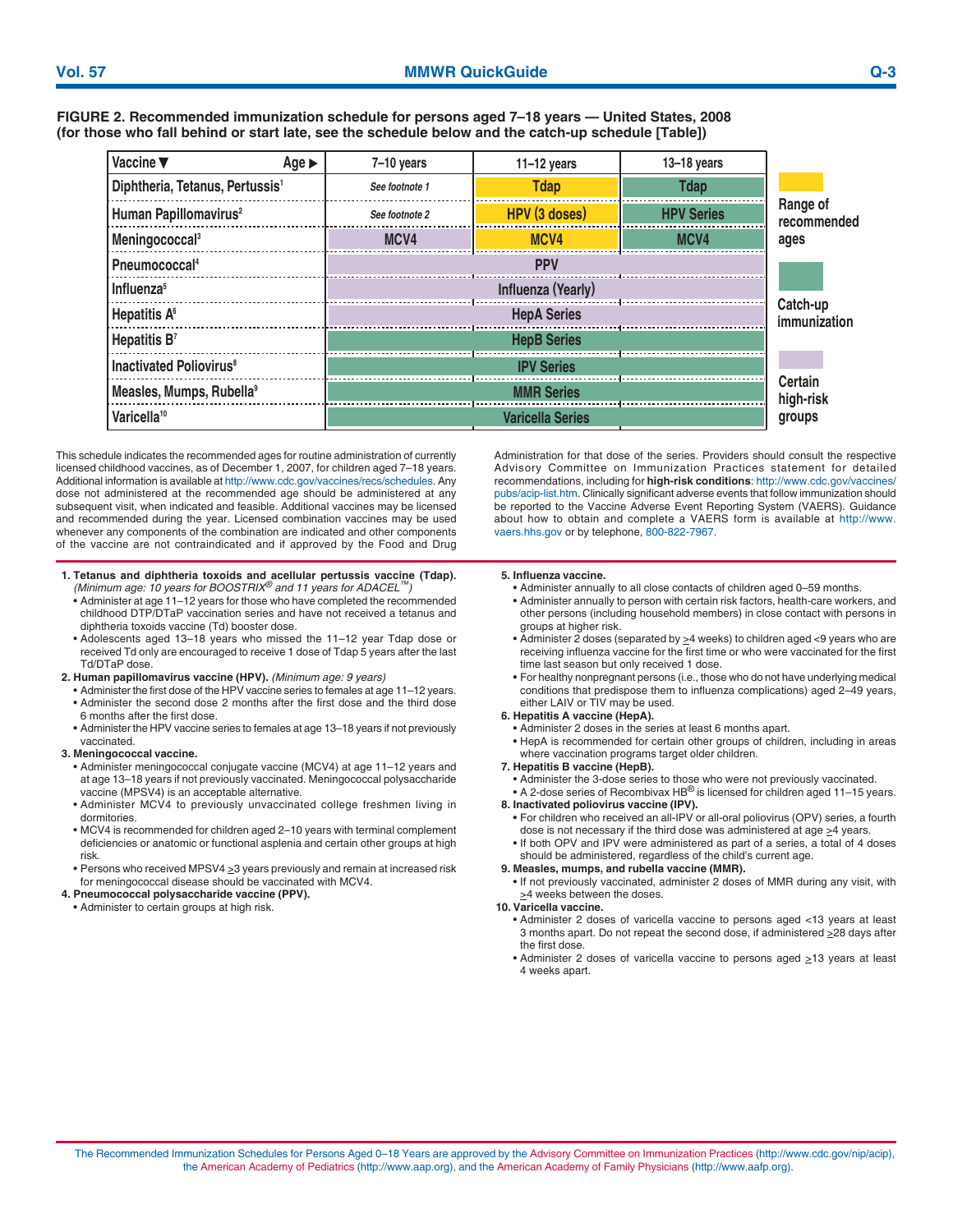**FIGURE 2. Recommended immunization schedule for persons aged 7–18 years — United States, 2008 (for those who fall behind or start late, see the schedule below and the catch-up schedule [Table])**

| Vaccine ▼ Age ► | 7–10 years | 11–12 years | 13–18 years |
|---|---|---|---|
| Diphtheria, Tetanus, Pertussis[1] | *See footnote 1* | Tdap (Range of recommended ages) | Tdap (Catch-up immunization) |
| Human Papillomavirus[2] | *See footnote 2* | HPV (3 doses) (Range of recommended ages) | HPV Series (Catch-up immunization) |
| Meningococcal[3] | MCV4 (Certain high-risk groups) | MCV4 (Range of recommended ages) | MCV4 (Catch-up immunization) |
| Pneumococcal[4] | PPV (Certain high-risk groups) | PPV (Certain high-risk groups) | PPV (Certain high-risk groups) |
| Influenza[5] | Influenza (Yearly) (Certain high-risk groups) | Influenza (Yearly) (Certain high-risk groups) | Influenza (Yearly) (Certain high-risk groups) |
| Hepatitis A[6] | HepA Series (Certain high-risk groups) | HepA Series (Certain high-risk groups) | HepA Series (Certain high-risk groups) |
| Hepatitis B[7] | HepB Series (Catch-up immunization) | HepB Series (Catch-up immunization) | HepB Series (Catch-up immunization) |
| Inactivated Poliovirus[8] | IPV Series (Catch-up immunization) | IPV Series (Catch-up immunization) | IPV Series (Catch-up immunization) |
| Measles, Mumps, Rubella[9] | MMR Series (Catch-up immunization) | MMR Series (Catch-up immunization) | MMR Series (Catch-up immunization) |
| Varicella[10] | Varicella Series (Catch-up immunization) | Varicella Series (Catch-up immunization) | Varicella Series (Catch-up immunization) |

Legend: Range of recommended ages; Catch-up immunization; Certain high-risk groups

This schedule indicates the recommended ages for routine administration of currently licensed childhood vaccines, as of December 1, 2007, for children aged 7–18 years. Additional information is available at http://www.cdc.gov/vaccines/recs/schedules. Any dose not administered at the recommended age should be administered at any subsequent visit, when indicated and feasible. Additional vaccines may be licensed and recommended during the year. Licensed combination vaccines may be used whenever any components of the combination are indicated and other components of the vaccine are not contraindicated and if approved by the Food and Drug Administration for that dose of the series. Providers should consult the respective Advisory Committee on Immunization Practices statement for detailed recommendations, including for **high-risk conditions**: http://www.cdc.gov/vaccines/pubs/acip-list.htm. Clinically significant adverse events that follow immunization should be reported to the Vaccine Adverse Event Reporting System (VAERS). Guidance about how to obtain and complete a VAERS form is available at http://www.vaers.hhs.gov or by telephone, 800-822-7967.

1. **Tetanus and diphtheria toxoids and acellular pertussis vaccine (Tdap).** *(Minimum age: 10 years for BOOSTRIX® and 11 years for ADACEL™)*
   - Administer at age 11–12 years for those who have completed the recommended childhood DTP/DTaP vaccination series and have not received a tetanus and diphtheria toxoids vaccine (Td) booster dose.
   - Adolescents aged 13–18 years who missed the 11–12 year Tdap dose or received Td only are encouraged to receive 1 dose of Tdap 5 years after the last Td/DTaP dose.
2. **Human papillomavirus vaccine (HPV).** *(Minimum age: 9 years)*
   - Administer the first dose of the HPV vaccine series to females at age 11–12 years.
   - Administer the second dose 2 months after the first dose and the third dose 6 months after the first dose.
   - Administer the HPV vaccine series to females at age 13–18 years if not previously vaccinated.
3. **Meningococcal vaccine.**
   - Administer meningococcal conjugate vaccine (MCV4) at age 11–12 years and at age 13–18 years if not previously vaccinated. Meningococcal polysaccharide vaccine (MPSV4) is an acceptable alternative.
   - Administer MCV4 to previously unvaccinated college freshmen living in dormitories.
   - MCV4 is recommended for children aged 2–10 years with terminal complement deficiencies or anatomic or functional asplenia and certain other groups at high risk.
   - Persons who received MPSV4 ≥3 years previously and remain at increased risk for meningococcal disease should be vaccinated with MCV4.
4. **Pneumococcal polysaccharide vaccine (PPV).**
   - Administer to certain groups at high risk.
5. **Influenza vaccine.**
   - Administer annually to all close contacts of children aged 0–59 months.
   - Administer annually to person with certain risk factors, health-care workers, and other persons (including household members) in close contact with persons in groups at higher risk.
   - Administer 2 doses (separated by ≥4 weeks) to children aged <9 years who are receiving influenza vaccine for the first time or who were vaccinated for the first time last season but only received 1 dose.
   - For healthy nonpregnant persons (i.e., those who do not have underlying medical conditions that predispose them to influenza complications) aged 2–49 years, either LAIV or TIV may be used.
6. **Hepatitis A vaccine (HepA).**
   - Administer 2 doses in the series at least 6 months apart.
   - HepA is recommended for certain other groups of children, including in areas where vaccination programs target older children.
7. **Hepatitis B vaccine (HepB).**
   - Administer the 3-dose series to those who were not previously vaccinated.
   - A 2-dose series of Recombivax HB® is licensed for children aged 11–15 years.
8. **Inactivated poliovirus vaccine (IPV).**
   - For children who received an all-IPV or all-oral poliovirus (OPV) series, a fourth dose is not necessary if the third dose was administered at age ≥4 years.
   - If both OPV and IPV were administered as part of a series, a total of 4 doses should be administered, regardless of the child's current age.
9. **Measles, mumps, and rubella vaccine (MMR).**
   - If not previously vaccinated, administer 2 doses of MMR during any visit, with ≥4 weeks between the doses.
10. **Varicella vaccine.**
    - Administer 2 doses of varicella vaccine to persons aged <13 years at least 3 months apart. Do not repeat the second dose, if administered ≥28 days after the first dose.
    - Administer 2 doses of varicella vaccine to persons aged ≥13 years at least 4 weeks apart.

The Recommended Immunization Schedules for Persons Aged 0–18 Years are approved by the Advisory Committee on Immunization Practices (http://www.cdc.gov/nip/acip), the American Academy of Pediatrics (http://www.aap.org), and the American Academy of Family Physicians (http://www.aafp.org).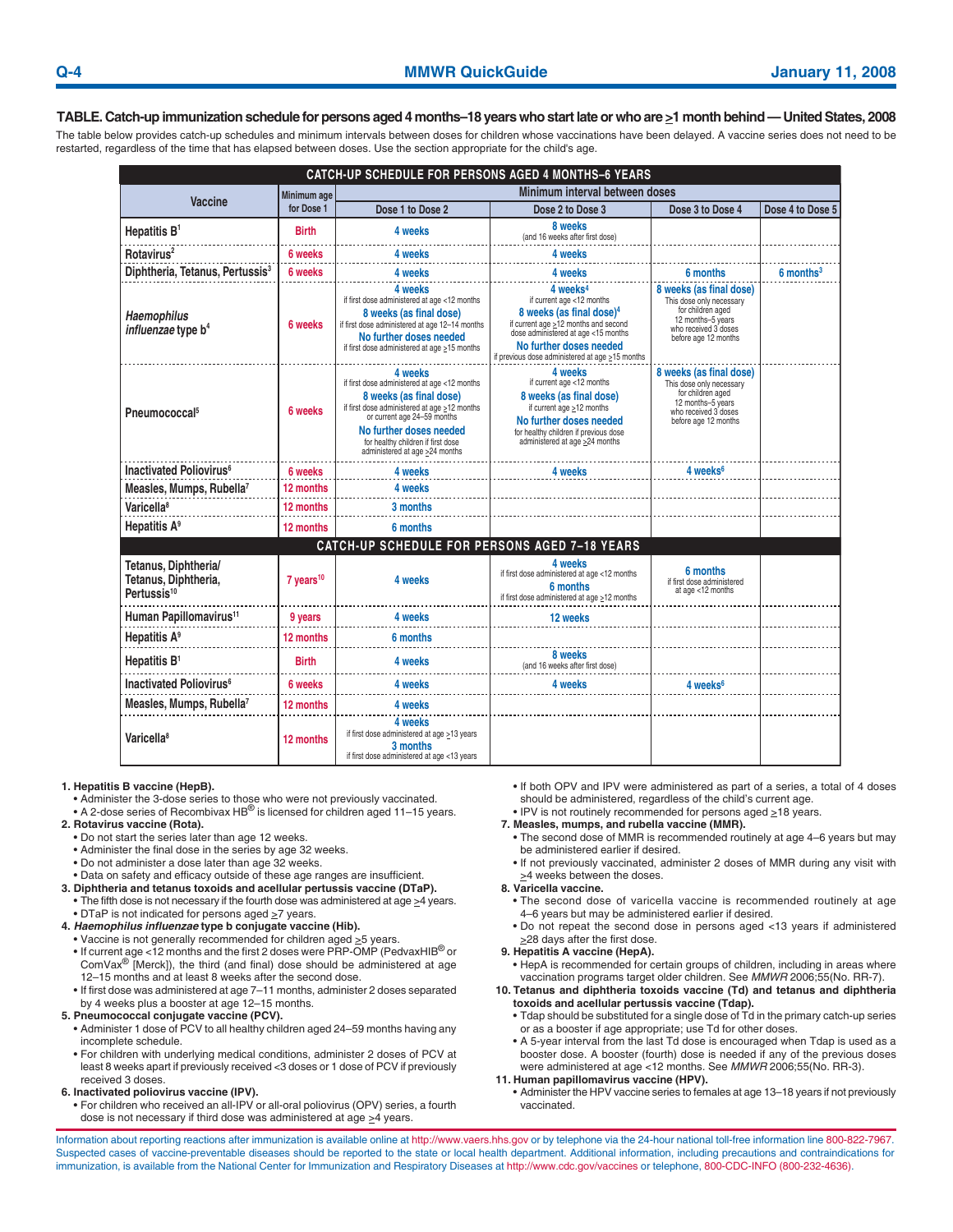## TABLE. Catch-up immunization schedule for persons aged 4 months–18 years who start late or who are ≥1 month behind — United States, 2008

The table below provides catch-up schedules and minimum intervals between doses for children whose vaccinations have been delayed. A vaccine series does not need to be restarted, regardless of the time that has elapsed between doses. Use the section appropriate for the child's age.

| Vaccine | Minimum age for Dose 1 | Minimum interval between doses: Dose 1 to Dose 2 | Dose 2 to Dose 3 | Dose 3 to Dose 4 | Dose 4 to Dose 5 |
|---|---|---|---|---|---|
| **CATCH-UP SCHEDULE FOR PERSONS AGED 4 MONTHS–6 YEARS** | | | | | |
| Hepatitis B[1] | Birth | 4 weeks | 8 weeks (and 16 weeks after first dose) | | |
| Rotavirus[2] | 6 weeks | 4 weeks | 4 weeks | | |
| Diphtheria, Tetanus, Pertussis[3] | 6 weeks | 4 weeks | 4 weeks | 6 months | 6 months[3] |
| *Haemophilus influenzae* type b[4] | 6 weeks | 4 weeks if first dose administered at age <12 months; 8 weeks (as final dose) if first dose administered at age 12–14 months; No further doses needed if first dose administered at age ≥15 months | 4 weeks[4] if current age <12 months; 8 weeks (as final dose)[4] if current age ≥12 months and second dose administered at age <15 months; No further doses needed if previous dose administered at age ≥15 months | 8 weeks (as final dose) This dose only necessary for children aged 12 months–5 years who received 3 doses before age 12 months | |
| Pneumococcal[5] | 6 weeks | 4 weeks if first dose administered at age <12 months; 8 weeks (as final dose) if first dose administered at age ≥12 months or current age 24–59 months; No further doses needed for healthy children if first dose administered at age ≥24 months | 4 weeks if current age <12 months; 8 weeks (as final dose) if current age ≥12 months; No further doses needed for healthy children if previous dose administered at age ≥24 months | 8 weeks (as final dose) This dose only necessary for children aged 12 months–5 years who received 3 doses before age 12 months | |
| Inactivated Poliovirus[6] | 6 weeks | 4 weeks | 4 weeks | 4 weeks[6] | |
| Measles, Mumps, Rubella[7] | 12 months | 4 weeks | | | |
| Varicella[8] | 12 months | 3 months | | | |
| Hepatitis A[9] | 12 months | 6 months | | | |
| **CATCH-UP SCHEDULE FOR PERSONS AGED 7–18 YEARS** | | | | | |
| Tetanus, Diphtheria/ Tetanus, Diphtheria, Pertussis[10] | 7 years[10] | 4 weeks | 4 weeks if first dose administered at age <12 months; 6 months if first dose administered at age ≥12 months | 6 months if first dose administered at age <12 months | |
| Human Papillomavirus[11] | 9 years | 4 weeks | 12 weeks | | |
| Hepatitis A[9] | 12 months | 6 months | | | |
| Hepatitis B[1] | Birth | 4 weeks | 8 weeks (and 16 weeks after first dose) | | |
| Inactivated Poliovirus[6] | 6 weeks | 4 weeks | 4 weeks | 4 weeks[6] | |
| Measles, Mumps, Rubella[7] | 12 months | 4 weeks | | | |
| Varicella[8] | 12 months | 4 weeks if first dose administered at age ≥13 years; 3 months if first dose administered at age <13 years | | | |

1. **Hepatitis B vaccine (HepB).**
   - Administer the 3-dose series to those who were not previously vaccinated.
   - A 2-dose series of Recombivax HB® is licensed for children aged 11–15 years.
2. **Rotavirus vaccine (Rota).**
   - Do not start the series later than age 12 weeks.
   - Administer the final dose in the series by age 32 weeks.
   - Do not administer a dose later than age 32 weeks.
   - Data on safety and efficacy outside of these age ranges are insufficient.
3. **Diphtheria and tetanus toxoids and acellular pertussis vaccine (DTaP).**
   - The fifth dose is not necessary if the fourth dose was administered at age ≥4 years.
   - DTaP is not indicated for persons aged ≥7 years.
4. ***Haemophilus influenzae* type b conjugate vaccine (Hib).**
   - Vaccine is not generally recommended for children aged ≥5 years.
   - If current age <12 months and the first 2 doses were PRP-OMP (PedvaxHIB® or ComVax® [Merck]), the third (and final) dose should be administered at age 12–15 months and at least 8 weeks after the second dose.
   - If first dose was administered at age 7–11 months, administer 2 doses separated by 4 weeks plus a booster at age 12–15 months.
5. **Pneumococcal conjugate vaccine (PCV).**
   - Administer 1 dose of PCV to all healthy children aged 24–59 months having any incomplete schedule.
   - For children with underlying medical conditions, administer 2 doses of PCV at least 8 weeks apart if previously received <3 doses or 1 dose of PCV if previously received 3 doses.
6. **Inactivated poliovirus vaccine (IPV).**
   - For children who received an all-IPV or all-oral poliovirus (OPV) series, a fourth dose is not necessary if third dose was administered at age ≥4 years.
   - If both OPV and IPV were administered as part of a series, a total of 4 doses should be administered, regardless of the child's current age.
   - IPV is not routinely recommended for persons aged ≥18 years.
7. **Measles, mumps, and rubella vaccine (MMR).**
   - The second dose of MMR is recommended routinely at age 4–6 years but may be administered earlier if desired.
   - If not previously vaccinated, administer 2 doses of MMR during any visit with ≥4 weeks between the doses.
8. **Varicella vaccine.**
   - The second dose of varicella vaccine is recommended routinely at age 4–6 years but may be administered earlier if desired.
   - Do not repeat the second dose in persons aged <13 years if administered ≥28 days after the first dose.
9. **Hepatitis A vaccine (HepA).**
   - HepA is recommended for certain groups of children, including in areas where vaccination programs target older children. See *MMWR* 2006;55(No. RR-7).
10. **Tetanus and diphtheria toxoids vaccine (Td) and tetanus and diphtheria toxoids and acellular pertussis vaccine (Tdap).**
    - Tdap should be substituted for a single dose of Td in the primary catch-up series or as a booster if age appropriate; use Td for other doses.
    - A 5-year interval from the last Td dose is encouraged when Tdap is used as a booster dose. A booster (fourth) dose is needed if any of the previous doses were administered at age <12 months. See *MMWR* 2006;55(No. RR-3).
11. **Human papillomavirus vaccine (HPV).**
    - Administer the HPV vaccine series to females at age 13–18 years if not previously vaccinated.

Information about reporting reactions after immunization is available online at http://www.vaers.hhs.gov or by telephone via the 24-hour national toll-free information line 800-822-7967. Suspected cases of vaccine-preventable diseases should be reported to the state or local health department. Additional information, including precautions and contraindications for immunization, is available from the National Center for Immunization and Respiratory Diseases at http://www.cdc.gov/vaccines or telephone, 800-CDC-INFO (800-232-4636).